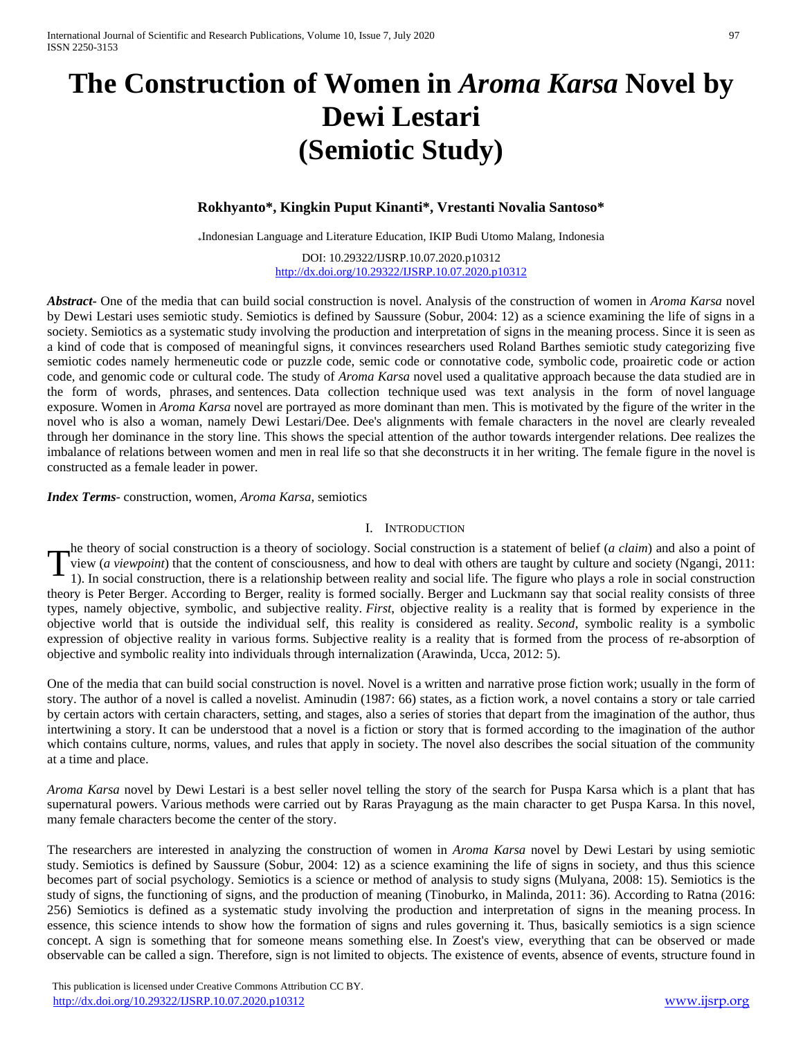# The Construction of Women in *Aroma Karsa* Novel by Dewi Lestari (Semiotic Study)

**Rokhyanto\*, Kingkin Puput Kinanti\*, Vrestanti Novalia Santoso\***

\*Indonesian Language and Literature Education, IKIP Budi Utomo Malang, Indonesia

DOI: 10.29322/IJSRP.10.07.2020.p10312
http://dx.doi.org/10.29322/IJSRP.10.07.2020.p10312

***Abstract-*** One of the media that can build social construction is novel. Analysis of the construction of women in *Aroma Karsa* novel by Dewi Lestari uses semiotic study. Semiotics is defined by Saussure (Sobur, 2004: 12) as a science examining the life of signs in a society. Semiotics as a systematic study involving the production and interpretation of signs in the meaning process. Since it is seen as a kind of code that is composed of meaningful signs, it convinces researchers used Roland Barthes semiotic study categorizing five semiotic codes namely hermeneutic code or puzzle code, semic code or connotative code, symbolic code, proairetic code or action code, and genomic code or cultural code. The study of *Aroma Karsa* novel used a qualitative approach because the data studied are in the form of words, phrases, and sentences. Data collection technique used was text analysis in the form of novel language exposure. Women in *Aroma Karsa* novel are portrayed as more dominant than men. This is motivated by the figure of the writer in the novel who is also a woman, namely Dewi Lestari/Dee. Dee's alignments with female characters in the novel are clearly revealed through her dominance in the story line. This shows the special attention of the author towards intergender relations. Dee realizes the imbalance of relations between women and men in real life so that she deconstructs it in her writing. The female figure in the novel is constructed as a female leader in power.

***Index Terms-*** construction, women, *Aroma Karsa*, semiotics

## I. Introduction

The theory of social construction is a theory of sociology. Social construction is a statement of belief (*a claim*) and also a point of view (*a viewpoint*) that the content of consciousness, and how to deal with others are taught by culture and society (Ngangi, 2011: 1). In social construction, there is a relationship between reality and social life. The figure who plays a role in social construction theory is Peter Berger. According to Berger, reality is formed socially. Berger and Luckmann say that social reality consists of three types, namely objective, symbolic, and subjective reality. *First*, objective reality is a reality that is formed by experience in the objective world that is outside the individual self, this reality is considered as reality. *Second*, symbolic reality is a symbolic expression of objective reality in various forms. Subjective reality is a reality that is formed from the process of re-absorption of objective and symbolic reality into individuals through internalization (Arawinda, Ucca, 2012: 5).

One of the media that can build social construction is novel. Novel is a written and narrative prose fiction work; usually in the form of story. The author of a novel is called a novelist. Aminudin (1987: 66) states, as a fiction work, a novel contains a story or tale carried by certain actors with certain characters, setting, and stages, also a series of stories that depart from the imagination of the author, thus intertwining a story. It can be understood that a novel is a fiction or story that is formed according to the imagination of the author which contains culture, norms, values, and rules that apply in society. The novel also describes the social situation of the community at a time and place.

*Aroma Karsa* novel by Dewi Lestari is a best seller novel telling the story of the search for Puspa Karsa which is a plant that has supernatural powers. Various methods were carried out by Raras Prayagung as the main character to get Puspa Karsa. In this novel, many female characters become the center of the story.

The researchers are interested in analyzing the construction of women in *Aroma Karsa* novel by Dewi Lestari by using semiotic study. Semiotics is defined by Saussure (Sobur, 2004: 12) as a science examining the life of signs in society, and thus this science becomes part of social psychology. Semiotics is a science or method of analysis to study signs (Mulyana, 2008: 15). Semiotics is the study of signs, the functioning of signs, and the production of meaning (Tinoburko, in Malinda, 2011: 36). According to Ratna (2016: 256) Semiotics is defined as a systematic study involving the production and interpretation of signs in the meaning process. In essence, this science intends to show how the formation of signs and rules governing it. Thus, basically semiotics is a sign science concept. A sign is something that for someone means something else. In Zoest's view, everything that can be observed or made observable can be called a sign. Therefore, sign is not limited to objects. The existence of events, absence of events, structure found in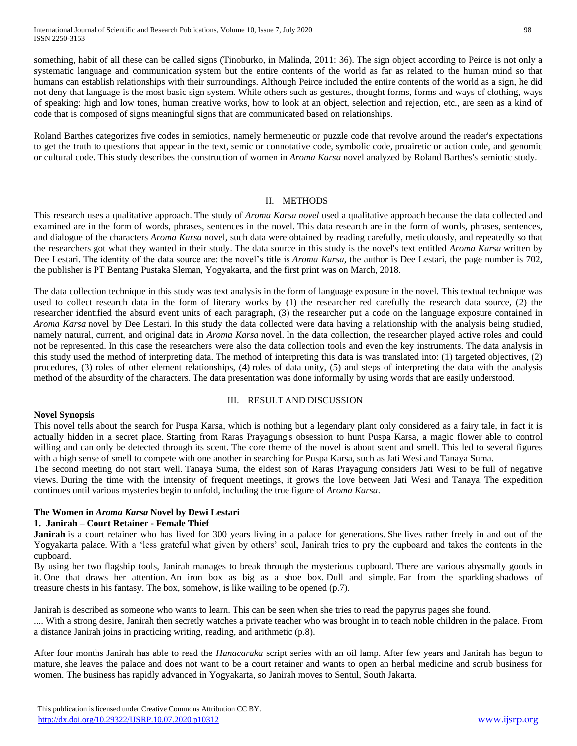something, habit of all these can be called signs (Tinoburko, in Malinda, 2011: 36). The sign object according to Peirce is not only a systematic language and communication system but the entire contents of the world as far as related to the human mind so that humans can establish relationships with their surroundings. Although Peirce included the entire contents of the world as a sign, he did not deny that language is the most basic sign system. While others such as gestures, thought forms, forms and ways of clothing, ways of speaking: high and low tones, human creative works, how to look at an object, selection and rejection, etc., are seen as a kind of code that is composed of signs meaningful signs that are communicated based on relationships.

Roland Barthes categorizes five codes in semiotics, namely hermeneutic or puzzle code that revolve around the reader's expectations to get the truth to questions that appear in the text, semic or connotative code, symbolic code, proairetic or action code, and genomic or cultural code. This study describes the construction of women in *Aroma Karsa* novel analyzed by Roland Barthes's semiotic study.

## II. METHODS

This research uses a qualitative approach. The study of *Aroma Karsa novel* used a qualitative approach because the data collected and examined are in the form of words, phrases, sentences in the novel. This data research are in the form of words, phrases, sentences, and dialogue of the characters *Aroma Karsa* novel, such data were obtained by reading carefully, meticulously, and repeatedly so that the researchers got what they wanted in their study. The data source in this study is the novel's text entitled *Aroma Karsa* written by Dee Lestari. The identity of the data source are: the novel's title is *Aroma Karsa*, the author is Dee Lestari, the page number is 702, the publisher is PT Bentang Pustaka Sleman, Yogyakarta, and the first print was on March, 2018.

The data collection technique in this study was text analysis in the form of language exposure in the novel. This textual technique was used to collect research data in the form of literary works by (1) the researcher red carefully the research data source, (2) the researcher identified the absurd event units of each paragraph, (3) the researcher put a code on the language exposure contained in *Aroma Karsa* novel by Dee Lestari. In this study the data collected were data having a relationship with the analysis being studied, namely natural, current, and original data in *Aroma Karsa* novel. In the data collection, the researcher played active roles and could not be represented. In this case the researchers were also the data collection tools and even the key instruments. The data analysis in this study used the method of interpreting data. The method of interpreting this data is was translated into: (1) targeted objectives, (2) procedures, (3) roles of other element relationships, (4) roles of data unity, (5) and steps of interpreting the data with the analysis method of the absurdity of the characters. The data presentation was done informally by using words that are easily understood.

## III. RESULT AND DISCUSSION

### Novel Synopsis

This novel tells about the search for Puspa Karsa, which is nothing but a legendary plant only considered as a fairy tale, in fact it is actually hidden in a secret place. Starting from Raras Prayagung's obsession to hunt Puspa Karsa, a magic flower able to control willing and can only be detected through its scent. The core theme of the novel is about scent and smell. This led to several figures with a high sense of smell to compete with one another in searching for Puspa Karsa, such as Jati Wesi and Tanaya Suma.

The second meeting do not start well. Tanaya Suma, the eldest son of Raras Prayagung considers Jati Wesi to be full of negative views. During the time with the intensity of frequent meetings, it grows the love between Jati Wesi and Tanaya. The expedition continues until various mysteries begin to unfold, including the true figure of *Aroma Karsa*.

### The Women in *Aroma Karsa* Novel by Dewi Lestari

#### 1. Janirah – Court Retainer - Female Thief

**Janirah** is a court retainer who has lived for 300 years living in a palace for generations. She lives rather freely in and out of the Yogyakarta palace. With a 'less grateful what given by others' soul, Janirah tries to pry the cupboard and takes the contents in the cupboard.

By using her two flagship tools, Janirah manages to break through the mysterious cupboard. There are various abysmally goods in it. One that draws her attention. An iron box as big as a shoe box. Dull and simple. Far from the sparkling shadows of treasure chests in his fantasy. The box, somehow, is like wailing to be opened (p.7).

Janirah is described as someone who wants to learn. This can be seen when she tries to read the papyrus pages she found.

.... With a strong desire, Janirah then secretly watches a private teacher who was brought in to teach noble children in the palace. From a distance Janirah joins in practicing writing, reading, and arithmetic (p.8).

After four months Janirah has able to read the *Hanacaraka* script series with an oil lamp. After few years and Janirah has begun to mature, she leaves the palace and does not want to be a court retainer and wants to open an herbal medicine and scrub business for women. The business has rapidly advanced in Yogyakarta, so Janirah moves to Sentul, South Jakarta.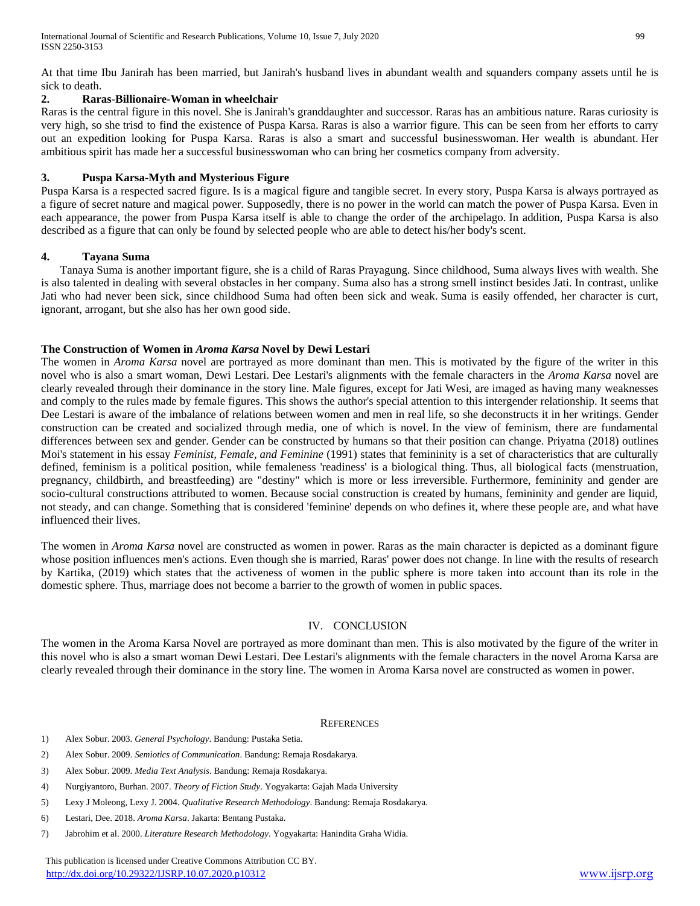At that time Ibu Janirah has been married, but Janirah's husband lives in abundant wealth and squanders company assets until he is sick to death.

### 2. Raras-Billionaire-Woman in wheelchair

Raras is the central figure in this novel. She is Janirah's granddaughter and successor. Raras has an ambitious nature. Raras curiosity is very high, so she trisd to find the existence of Puspa Karsa. Raras is also a warrior figure. This can be seen from her efforts to carry out an expedition looking for Puspa Karsa. Raras is also a smart and successful businesswoman. Her wealth is abundant. Her ambitious spirit has made her a successful businesswoman who can bring her cosmetics company from adversity.

### 3. Puspa Karsa-Myth and Mysterious Figure

Puspa Karsa is a respected sacred figure. Is is a magical figure and tangible secret. In every story, Puspa Karsa is always portrayed as a figure of secret nature and magical power. Supposedly, there is no power in the world can match the power of Puspa Karsa. Even in each appearance, the power from Puspa Karsa itself is able to change the order of the archipelago. In addition, Puspa Karsa is also described as a figure that can only be found by selected people who are able to detect his/her body's scent.

### 4. Tayana Suma

Tanaya Suma is another important figure, she is a child of Raras Prayagung. Since childhood, Suma always lives with wealth. She is also talented in dealing with several obstacles in her company. Suma also has a strong smell instinct besides Jati. In contrast, unlike Jati who had never been sick, since childhood Suma had often been sick and weak. Suma is easily offended, her character is curt, ignorant, arrogant, but she also has her own good side.

### The Construction of Women in *Aroma Karsa* Novel by Dewi Lestari

The women in *Aroma Karsa* novel are portrayed as more dominant than men. This is motivated by the figure of the writer in this novel who is also a smart woman, Dewi Lestari. Dee Lestari's alignments with the female characters in the *Aroma Karsa* novel are clearly revealed through their dominance in the story line. Male figures, except for Jati Wesi, are imaged as having many weaknesses and comply to the rules made by female figures. This shows the author's special attention to this intergender relationship. It seems that Dee Lestari is aware of the imbalance of relations between women and men in real life, so she deconstructs it in her writings. Gender construction can be created and socialized through media, one of which is novel. In the view of feminism, there are fundamental differences between sex and gender. Gender can be constructed by humans so that their position can change. Priyatna (2018) outlines Moi's statement in his essay *Feminist, Female, and Feminine* (1991) states that femininity is a set of characteristics that are culturally defined, feminism is a political position, while femaleness 'readiness' is a biological thing. Thus, all biological facts (menstruation, pregnancy, childbirth, and breastfeeding) are "destiny" which is more or less irreversible. Furthermore, femininity and gender are socio-cultural constructions attributed to women. Because social construction is created by humans, femininity and gender are liquid, not steady, and can change. Something that is considered 'feminine' depends on who defines it, where these people are, and what have influenced their lives.

The women in *Aroma Karsa* novel are constructed as women in power. Raras as the main character is depicted as a dominant figure whose position influences men's actions. Even though she is married, Raras' power does not change. In line with the results of research by Kartika, (2019) which states that the activeness of women in the public sphere is more taken into account than its role in the domestic sphere. Thus, marriage does not become a barrier to the growth of women in public spaces.

## IV. CONCLUSION

The women in the Aroma Karsa Novel are portrayed as more dominant than men. This is also motivated by the figure of the writer in this novel who is also a smart woman Dewi Lestari. Dee Lestari's alignments with the female characters in the novel Aroma Karsa are clearly revealed through their dominance in the story line. The women in Aroma Karsa novel are constructed as women in power.

## REFERENCES

1) Alex Sobur. 2003. *General Psychology*. Bandung: Pustaka Setia.
2) Alex Sobur. 2009. *Semiotics of Communication*. Bandung: Remaja Rosdakarya.
3) Alex Sobur. 2009. *Media Text Analysis*. Bandung: Remaja Rosdakarya.
4) Nurgiyantoro, Burhan. 2007. *Theory of Fiction Study*. Yogyakarta: Gajah Mada University
5) Lexy J Moleong, Lexy J. 2004. *Qualitative Research Methodology*. Bandung: Remaja Rosdakarya.
6) Lestari, Dee. 2018. *Aroma Karsa*. Jakarta: Bentang Pustaka.
7) Jabrohim et al. 2000. *Literature Research Methodology*. Yogyakarta: Hanindita Graha Widia.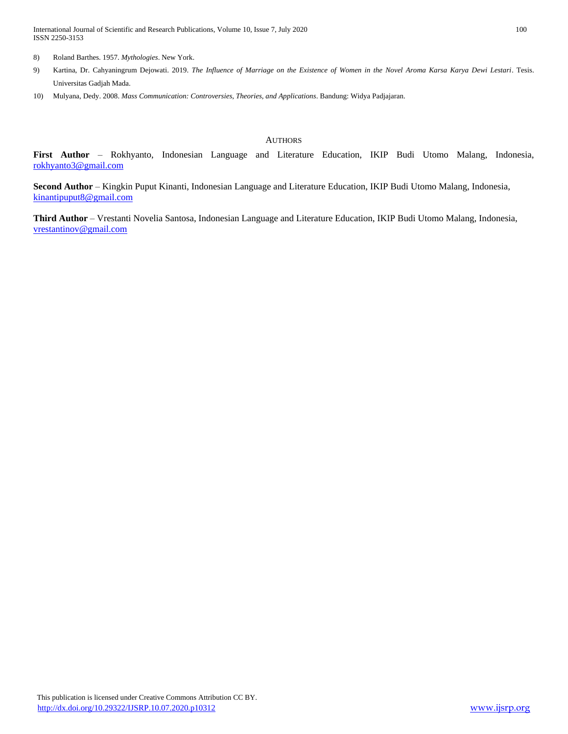8) Roland Barthes. 1957. *Mythologies*. New York.
9) Kartina, Dr. Cahyaningrum Dejowati. 2019. *The Influence of Marriage on the Existence of Women in the Novel Aroma Karsa Karya Dewi Lestari*. Tesis. Universitas Gadjah Mada.
10) Mulyana, Dedy. 2008. *Mass Communication: Controversies, Theories, and Applications*. Bandung: Widya Padjajaran.

## AUTHORS

**First Author** – Rokhyanto, Indonesian Language and Literature Education, IKIP Budi Utomo Malang, Indonesia, rokhyanto3@gmail.com

**Second Author** – Kingkin Puput Kinanti, Indonesian Language and Literature Education, IKIP Budi Utomo Malang, Indonesia, kinantipuput8@gmail.com

**Third Author** – Vrestanti Novelia Santosa, Indonesian Language and Literature Education, IKIP Budi Utomo Malang, Indonesia, vrestantinov@gmail.com